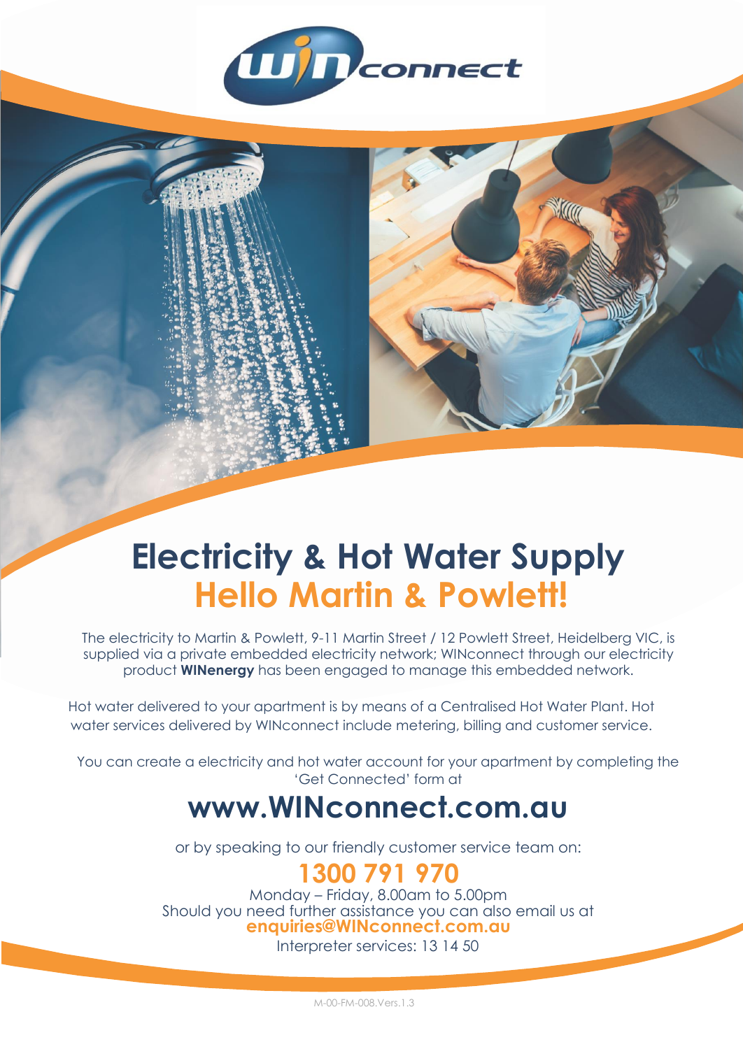# Electricity & Hot Water Supply

## Hello Martin & Powlett!

The electricity to Martin & Powlett, 9-11 Martin Street / 12 Powlett Street, Heidelberg VIC, is supplied via a private embedded electricity network; WINconnect through our electricity product **WINenergy** has been engaged to manage this embedded network.

Hot water delivered to your apartment is by means of a Centralised Hot Water Plant. Hot water services delivered by WINconnect include metering, billing and customer service.

You can create a electricity and hot water account for your apartment by completing the 'Get Connected' form at

## www.WINconnect.com.au

or by speaking to our friendly customer service team on:

## 1300 791 970

Monday – Friday, 8.00am to 5.00pm
Should you need further assistance you can also email us at
**enquiries@WINconnect.com.au**
Interpreter services: 13 14 50

M-00-FM-008.Vers.1.3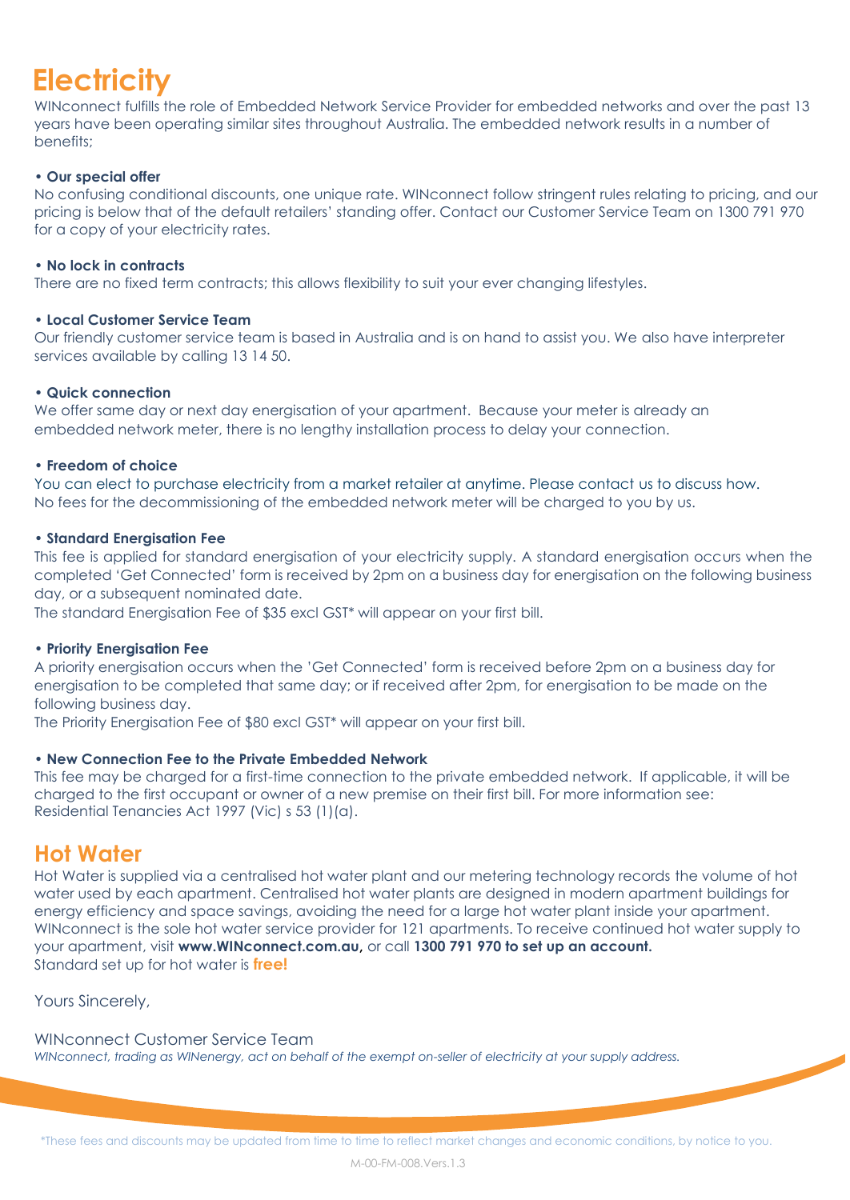# Electricity

WINconnect fulfills the role of Embedded Network Service Provider for embedded networks and over the past 13 years have been operating similar sites throughout Australia. The embedded network results in a number of benefits;

**• Our special offer**

No confusing conditional discounts, one unique rate. WINconnect follow stringent rules relating to pricing, and our pricing is below that of the default retailers' standing offer. Contact our Customer Service Team on 1300 791 970 for a copy of your electricity rates.

**• No lock in contracts**

There are no fixed term contracts; this allows flexibility to suit your ever changing lifestyles.

**• Local Customer Service Team**

Our friendly customer service team is based in Australia and is on hand to assist you. We also have interpreter services available by calling 13 14 50.

**• Quick connection**

We offer same day or next day energisation of your apartment. Because your meter is already an embedded network meter, there is no lengthy installation process to delay your connection.

**• Freedom of choice**

You can elect to purchase electricity from a market retailer at anytime. Please contact us to discuss how. No fees for the decommissioning of the embedded network meter will be charged to you by us.

**• Standard Energisation Fee**

This fee is applied for standard energisation of your electricity supply. A standard energisation occurs when the completed 'Get Connected' form is received by 2pm on a business day for energisation on the following business day, or a subsequent nominated date.
The standard Energisation Fee of $35 excl GST* will appear on your first bill.

**• Priority Energisation Fee**

A priority energisation occurs when the 'Get Connected' form is received before 2pm on a business day for energisation to be completed that same day; or if received after 2pm, for energisation to be made on the following business day.
The Priority Energisation Fee of $80 excl GST* will appear on your first bill.

**• New Connection Fee to the Private Embedded Network**

This fee may be charged for a first-time connection to the private embedded network. If applicable, it will be charged to the first occupant or owner of a new premise on their first bill. For more information see: Residential Tenancies Act 1997 (Vic) s 53 (1)(a).

# Hot Water

Hot Water is supplied via a centralised hot water plant and our metering technology records the volume of hot water used by each apartment. Centralised hot water plants are designed in modern apartment buildings for energy efficiency and space savings, avoiding the need for a large hot water plant inside your apartment. WINconnect is the sole hot water service provider for 121 apartments. To receive continued hot water supply to your apartment, visit **www.WINconnect.com.au,** or call **1300 791 970 to set up an account.**
Standard set up for hot water is **free!**

Yours Sincerely,

WINconnect Customer Service Team
*WINconnect, trading as WINenergy, act on behalf of the exempt on-seller of electricity at your supply address.*

*These fees and discounts may be updated from time to time to reflect market changes and economic conditions, by notice to you.

M-00-FM-008.Vers.1.3